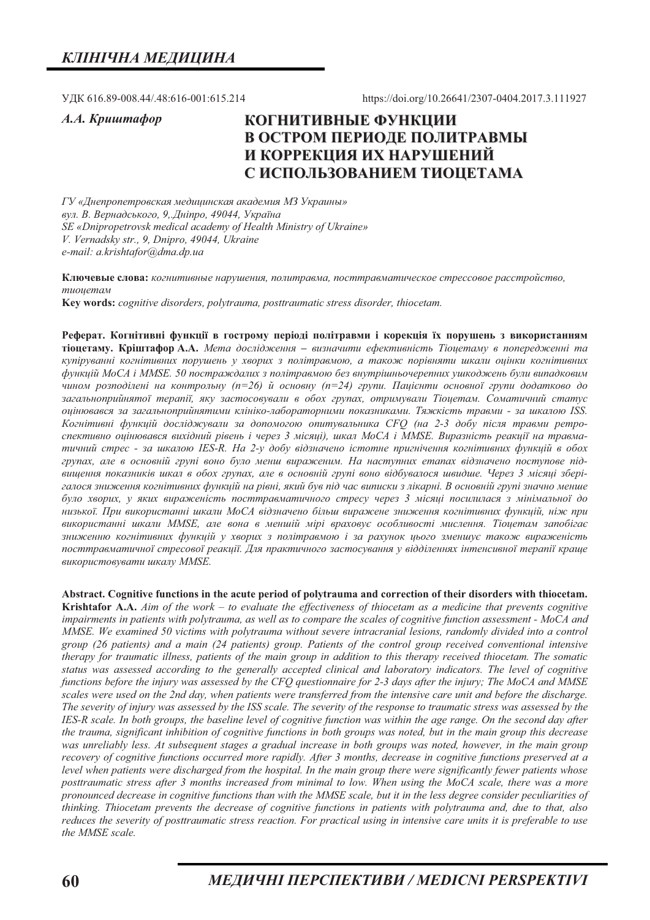УДК 616.89-008.44/.48:616-001:615.214

https://doi.org/10.26641/2307-0404.2017.3.111927

*А.А. Криштафор*

# КОГНИТИВНЫЕ ФУНКЦИИ В ОСТРОМ ПЕРИОДЕ ПОЛИТРАВМЫ И КОРРЕКЦИЯ ИХ НАРУШЕНИЙ С ИСПОЛЬЗОВАНИЕМ ТИОЦЕТАМА

*ГУ «Днепропетровская медицинская академия МЗ Украины»*
*вул. В. Вернадського, 9, Дніпро, 49044, Україна*
*SE «Dnipropetrovsk medical academy of Health Ministry of Ukraine»*
*V. Vernadsky str., 9, Dnipro, 49044, Ukraine*
*e-mail: a.krishtafor@dma.dp.ua*

**Ключевые слова:** *когнитивные нарушения, политравма, посттравматическое стрессовое расстройство, тиоцетам*
**Key words:** *cognitive disorders, polytrauma, posttraumatic stress disorder, thiocetam.*

**Реферат. Когнітивні функції в гострому періоді політравми і корекція їх порушень з використанням тіоцетаму. Кріштафор А.А.** *Мета дослідження – визначити ефективність Тіоцетаму в попередженні та купіруванні когнітивних порушень у хворих з політравмою, а також порівняти шкали оцінки когнітивних функцій MoCA і MMSE. 50 постраждалих з політравмою без внутрішньочерепних ушкоджень були випадковим чином розподілені на контрольну (n=26) й основну (n=24) групи. Пацієнти основної групи додатково до загальноприйнятої терапії, яку застосовували в обох групах, отримували Тіоцетам. Соматичний статус оцінювався за загальноприйнятими клініко-лабораторними показниками. Тяжкість травми - за шкалою ISS. Когнітивні функцій досліджували за допомогою опитувальника CFQ (на 2-3 добу після травми ретроспективно оцінювався вихідний рівень і через 3 місяці), шкал MoCA і MMSE. Виразність реакції на травматичний стрес - за шкалою IES-R. На 2-у добу відзначено істотне пригнічення когнітивних функцій в обох групах, але в основній групі воно було менш вираженим. На наступних етапах відзначено поступове підвищення показників шкал в обох групах, але в основній групі воно відбувалося швидше. Через 3 місяці зберігалося зниження когнітивних функцій на рівні, який був під час виписки з лікарні. В основній групі значно менше було хворих, у яких вираженість посттравматичного стресу через 3 місяці посилилася з мінімальної до низької. При використанні шкали MoCA відзначено більш виражене зниження когнітивних функцій, ніж при використанні шкали MMSE, але вона в меншій мірі враховує особливості мислення. Тіоцетам запобігає зниженню когнітивних функцій у хворих з політравмою і за рахунок цього зменшує також вираженість посттравматичної стресової реакції. Для практичного застосування у відділеннях інтенсивної терапії краще використовувати шкалу MMSE.*

**Abstract. Cognitive functions in the acute period of polytrauma and correction of their disorders with thiocetam. Krishtafor A.A.** *Aim of the work – to evaluate the effectiveness of thiocetam as a medicine that prevents cognitive impairments in patients with polytrauma, as well as to compare the scales of cognitive function assessment - MoCA and MMSE. We examined 50 victims with polytrauma without severe intracranial lesions, randomly divided into a control group (26 patients) and a main (24 patients) group. Patients of the control group received conventional intensive therapy for traumatic illness, patients of the main group in addition to this therapy received thiocetam. The somatic status was assessed according to the generally accepted clinical and laboratory indicators. The level of cognitive functions before the injury was assessed by the CFQ questionnaire for 2-3 days after the injury; The MoCA and MMSE scales were used on the 2nd day, when patients were transferred from the intensive care unit and before the discharge. The severity of injury was assessed by the ISS scale. The severity of the response to traumatic stress was assessed by the IES-R scale. In both groups, the baseline level of cognitive function was within the age range. On the second day after the trauma, significant inhibition of cognitive functions in both groups was noted, but in the main group this decrease was unreliably less. At subsequent stages a gradual increase in both groups was noted, however, in the main group recovery of cognitive functions occurred more rapidly. After 3 months, decrease in cognitive functions preserved at a level when patients were discharged from the hospital. In the main group there were significantly fewer patients whose posttraumatic stress after 3 months increased from minimal to low. When using the MoCA scale, there was a more pronounced decrease in cognitive functions than with the MMSE scale, but it in the less degree consider peculiarities of thinking. Thiocetam prevents the decrease of cognitive functions in patients with polytrauma and, due to that, also reduces the severity of posttraumatic stress reaction. For practical using in intensive care units it is preferable to use the MMSE scale.*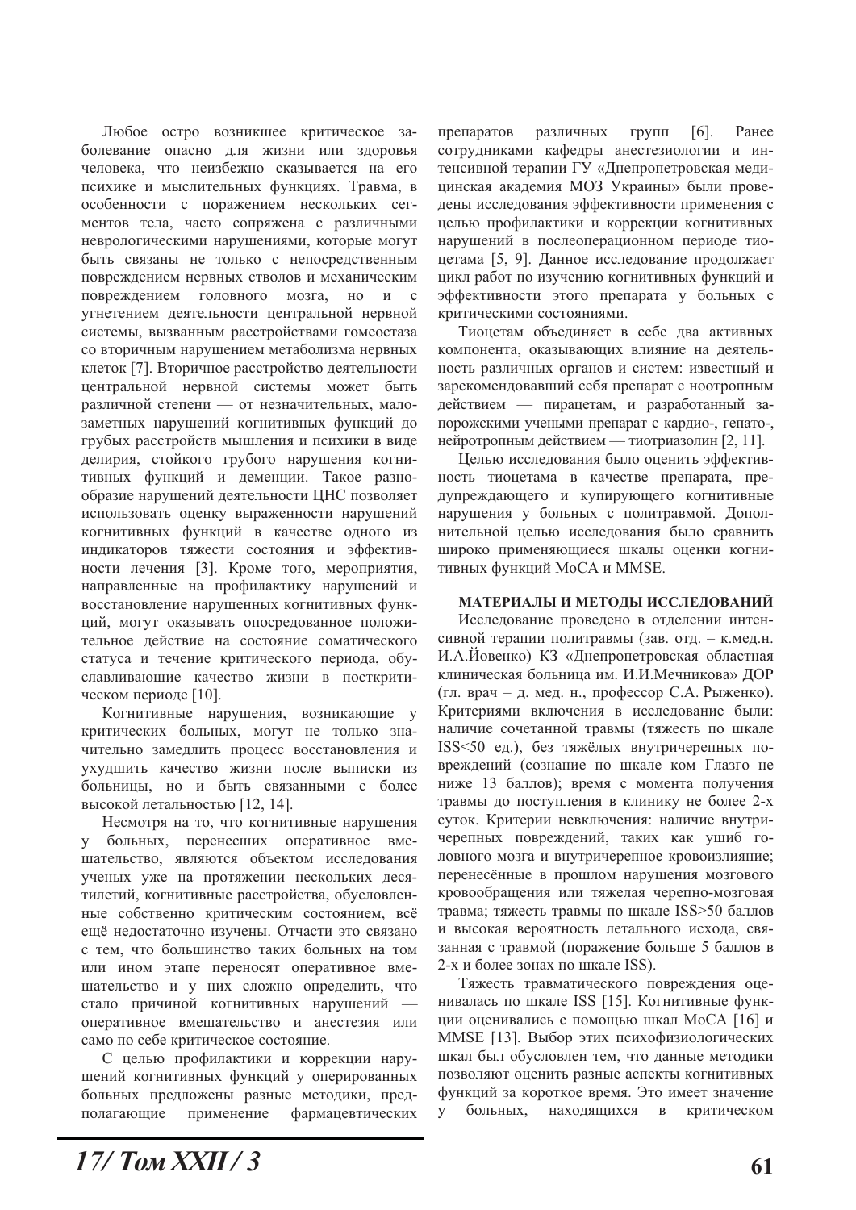Любое остро возникшее критическое заболевание опасно для жизни или здоровья человека, что неизбежно сказывается на его психике и мыслительных функциях. Травма, в особенности с поражением нескольких сегментов тела, часто сопряжена с различными неврологическими нарушениями, которые могут быть связаны не только с непосредственным повреждением нервных стволов и механическим повреждением головного мозга, но и с угнетением деятельности центральной нервной системы, вызванным расстройствами гомеостаза со вторичным нарушением метаболизма нервных клеток [7]. Вторичное расстройство деятельности центральной нервной системы может быть различной степени — от незначительных, малозаметных нарушений когнитивных функций до грубых расстройств мышления и психики в виде делирия, стойкого грубого нарушения когнитивных функций и деменции. Такое разнообразие нарушений деятельности ЦНС позволяет использовать оценку выраженности нарушений когнитивных функций в качестве одного из индикаторов тяжести состояния и эффективности лечения [3]. Кроме того, мероприятия, направленные на профилактику нарушений и восстановление нарушенных когнитивных функций, могут оказывать опосредованное положительное действие на состояние соматического статуса и течение критического периода, обуславливающие качество жизни в посткритическом периоде [10].

Когнитивные нарушения, возникающие у критических больных, могут не только значительно замедлить процесс восстановления и ухудшить качество жизни после выписки из больницы, но и быть связанными с более высокой летальностью [12, 14].

Несмотря на то, что когнитивные нарушения у больных, перенесших оперативное вмешательство, являются объектом исследования ученых уже на протяжении нескольких десятилетий, когнитивные расстройства, обусловленные собственно критическим состоянием, всё ещё недостаточно изучены. Отчасти это связано с тем, что большинство таких больных на том или ином этапе переносят оперативное вмешательство и у них сложно определить, что стало причиной когнитивных нарушений — оперативное вмешательство и анестезия или само по себе критическое состояние.

С целью профилактики и коррекции нарушений когнитивных функций у оперированных больных предложены разные методики, предполагающие применение фармацевтических препаратов различных групп [6]. Ранее сотрудниками кафедры анестезиологии и интенсивной терапии ГУ «Днепропетровская медицинская академия МОЗ Украины» были проведены исследования эффективности применения с целью профилактики и коррекции когнитивных нарушений в послеоперационном периоде тиоцетама [5, 9]. Данное исследование продолжает цикл работ по изучению когнитивных функций и эффективности этого препарата у больных с критическими состояниями.

Тиоцетам объединяет в себе два активных компонента, оказывающих влияние на деятельность различных органов и систем: известный и зарекомендовавший себя препарат с ноотропным действием — пирацетам, и разработанный запорожскими учеными препарат с кардио-, гепато-, нейротропным действием — тиотриазолин [2, 11].

Целью исследования было оценить эффективность тиоцетама в качестве препарата, предупреждающего и купирующего когнитивные нарушения у больных с политравмой. Дополнительной целью исследования было сравнить широко применяющиеся шкалы оценки когнитивных функций MoCA и MMSE.

## МАТЕРИАЛЫ И МЕТОДЫ ИССЛЕДОВАНИЙ

Исследование проведено в отделении интенсивной терапии политравмы (зав. отд. – к.мед.н. И.А.Йовенко) КЗ «Днепропетровская областная клиническая больница им. И.И.Мечникова» ДОР (гл. врач – д. мед. н., профессор С.А. Рыженко). Критериями включения в исследование были: наличие сочетанной травмы (тяжесть по шкале ISS<50 ед.), без тяжёлых внутричерепных повреждений (сознание по шкале ком Глазго не ниже 13 баллов); время с момента получения травмы до поступления в клинику не более 2-х суток. Критерии невключения: наличие внутричерепных повреждений, таких как ушиб головного мозга и внутричерепное кровоизлияние; перенесённые в прошлом нарушения мозгового кровообращения или тяжелая черепно-мозговая травма; тяжесть травмы по шкале ISS>50 баллов и высокая вероятность летального исхода, связанная с травмой (поражение больше 5 баллов в 2-х и более зонах по шкале ISS).

Тяжесть травматического повреждения оценивалась по шкале ISS [15]. Когнитивные функции оценивались с помощью шкал MoCA [16] и MMSE [13]. Выбор этих психофизиологических шкал был обусловлен тем, что данные методики позволяют оценить разные аспекты когнитивных функций за короткое время. Это имеет значение у больных, находящихся в критическом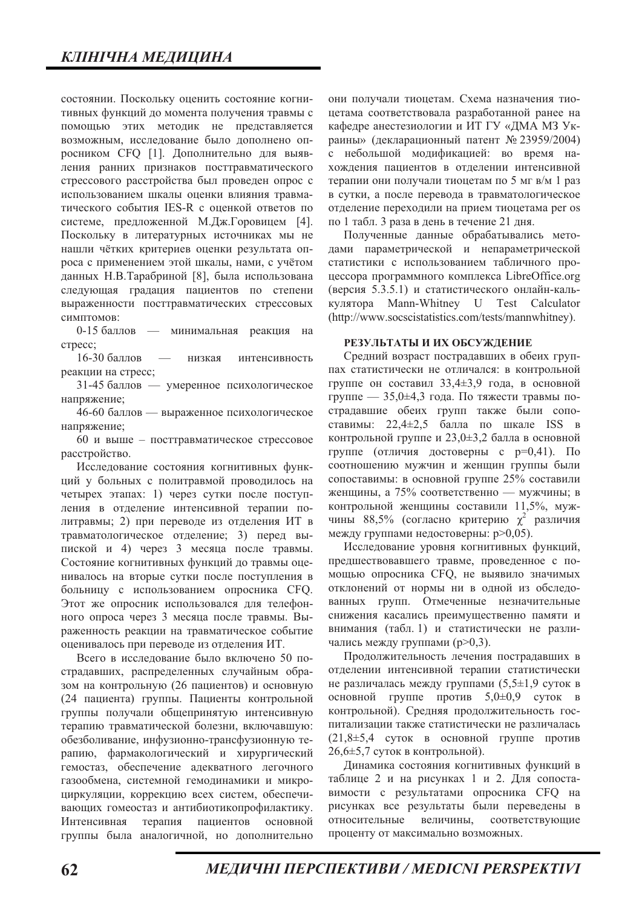состоянии. Поскольку оценить состояние когнитивных функций до момента получения травмы с помощью этих методик не представляется возможным, исследование было дополнено опросником CFQ [1]. Дополнительно для выявления ранних признаков посттравматического стрессового расстройства был проведен опрос с использованием шкалы оценки влияния травматического события IES-R с оценкой ответов по системе, предложенной М.Дж.Горовицем [4]. Поскольку в литературных источниках мы не нашли чётких критериев оценки результата опроса с применением этой шкалы, нами, с учётом данных Н.В.Тарабриной [8], была использована следующая градация пациентов по степени выраженности посттравматических стрессовых симптомов:

0-15 баллов — минимальная реакция на стресс;

16-30 баллов — низкая интенсивность реакции на стресс;

31-45 баллов — умеренное психологическое напряжение;

46-60 баллов — выраженное психологическое напряжение;

60 и выше – посттравматическое стрессовое расстройство.

Исследование состояния когнитивных функций у больных с политравмой проводилось на четырех этапах: 1) через сутки после поступления в отделение интенсивной терапии политравмы; 2) при переводе из отделения ИТ в травматологическое отделение; 3) перед выпиской и 4) через 3 месяца после травмы. Состояние когнитивных функций до травмы оценивалось на вторые сутки после поступления в больницу с использованием опросника CFQ. Этот же опросник использовался для телефонного опроса через 3 месяца после травмы. Выраженность реакции на травматическое событие оценивалось при переводе из отделения ИТ.

Всего в исследование было включено 50 пострадавших, распределенных случайным образом на контрольную (26 пациентов) и основную (24 пациента) группы. Пациенты контрольной группы получали общепринятую интенсивную терапию травматической болезни, включавшую: обезболивание, инфузионно-трансфузионную терапию, фармакологический и хирургический гемостаз, обеспечение адекватного легочного газообмена, системной гемодинамики и микроциркуляции, коррекцию всех систем, обеспечивающих гомеостаз и антибиотикопрофилактику. Интенсивная терапия пациентов основной группы была аналогичной, но дополнительно они получали тиоцетам. Схема назначения тиоцетама соответствовала разработанной ранее на кафедре анестезиологии и ИТ ГУ «ДМА МЗ Украины» (декларационный патент № 23959/2004) с небольшой модификацией: во время нахождения пациентов в отделении интенсивной терапии они получали тиоцетам по 5 мг в/м 1 раз в сутки, а после перевода в травматологическое отделение переходили на прием тиоцетама per os по 1 табл. 3 раза в день в течение 21 дня.

Полученные данные обрабатывались методами параметрической и непараметрической статистики с использованием табличного процессора программного комплекса LibreOffice.org (версия 5.3.5.1) и статистического онлайн-калькулятора Mann-Whitney U Test Calculator (http://www.socscistatistics.com/tests/mannwhitney).

#### РЕЗУЛЬТАТЫ И ИХ ОБСУЖДЕНИЕ

Средний возраст пострадавших в обеих группах статистически не отличался: в контрольной группе он составил 33,4±3,9 года, в основной группе — 35,0±4,3 года. По тяжести травмы пострадавшие обеих групп также были сопоставимы: 22,4±2,5 балла по шкале ISS в контрольной группе и 23,0±3,2 балла в основной группе (отличия достоверны с p=0,41). По соотношению мужчин и женщин группы были сопоставимы: в основной группе 25% составили женщины, а 75% соответственно — мужчины; в контрольной женщины составили 11,5%, мужчины 88,5% (согласно критерию $\chi^2$ различия между группами недостоверны: p>0,05).

Исследование уровня когнитивных функций, предшествовавшего травме, проведенное с помощью опросника CFQ, не выявило значимых отклонений от нормы ни в одной из обследованных групп. Отмеченные незначительные снижения касались преимущественно памяти и внимания (табл. 1) и статистически не различались между группами (p>0,3).

Продолжительность лечения пострадавших в отделении интенсивной терапии статистически не различалась между группами (5,5±1,9 суток в основной группе против 5,0±0,9 суток в контрольной). Средняя продолжительность госпитализации также статистически не различалась (21,8±5,4 суток в основной группе против 26,6±5,7 суток в контрольной).

Динамика состояния когнитивных функций в таблице 2 и на рисунках 1 и 2. Для сопоставимости с результатами опросника CFQ на рисунках все результаты были переведены в относительные величины, соответствующие проценту от максимально возможных.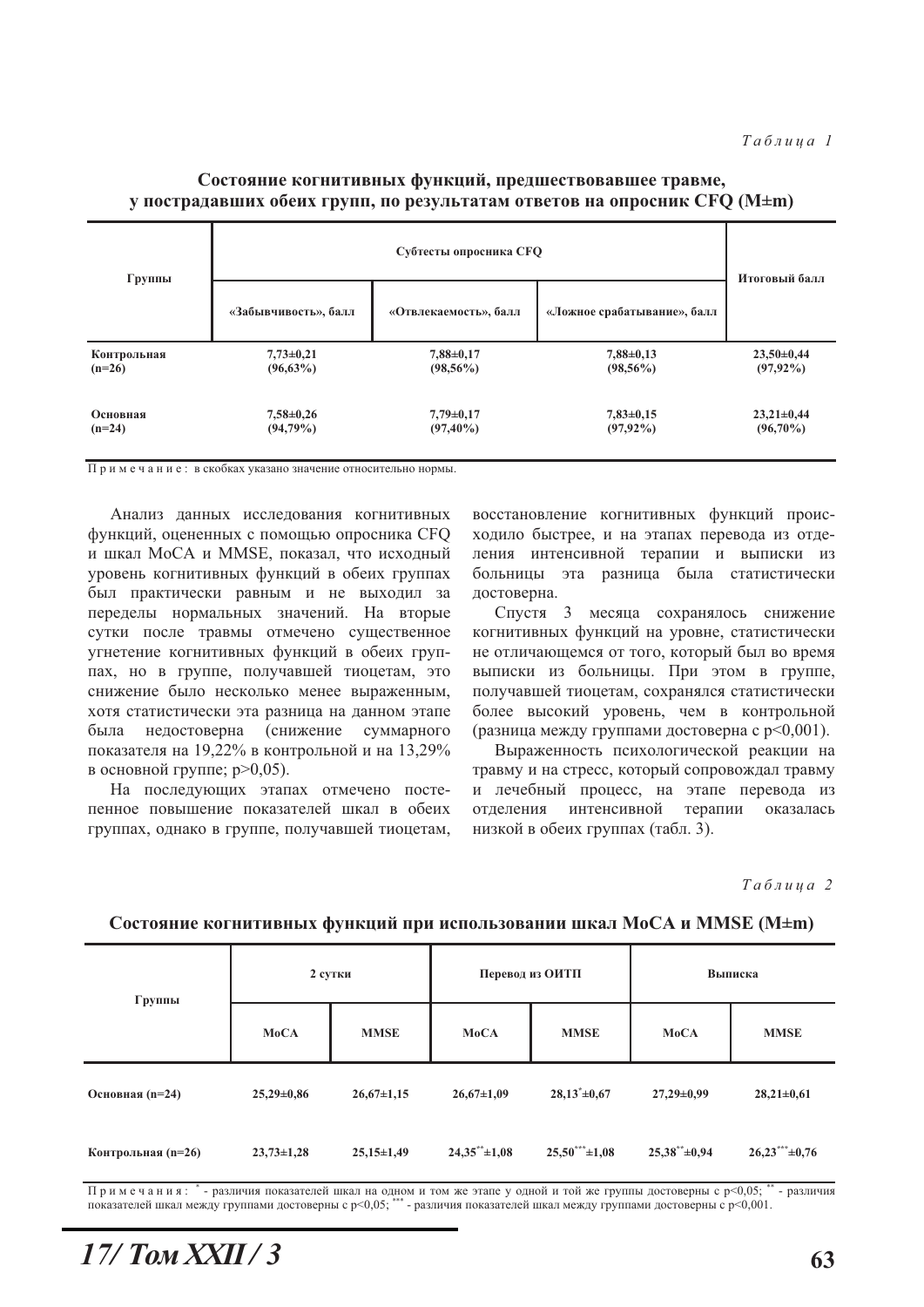*Таблица 1*

**Состояние когнитивных функций, предшествовавшее травме, у пострадавших обеих групп, по результатам ответов на опросник CFQ (M±m)**

| Группы | Субтесты опросника CFQ | | | Итоговый балл |
|---|---|---|---|---|
| | «Забывчивость», балл | «Отвлекаемость», балл | «Ложное срабатывание», балл | |
| Контрольная (n=26) | 7,73±0,21 (96,63%) | 7,88±0,17 (98,56%) | 7,88±0,13 (98,56%) | 23,50±0,44 (97,92%) |
| Основная (n=24) | 7,58±0,26 (94,79%) | 7,79±0,17 (97,40%) | 7,83±0,15 (97,92%) | 23,21±0,44 (96,70%) |

Примечание: в скобках указано значение относительно нормы.

Анализ данных исследования когнитивных функций, оцененных с помощью опросника CFQ и шкал MoCA и MMSE, показал, что исходный уровень когнитивных функций в обеих группах был практически равным и не выходил за переделы нормальных значений. На вторые сутки после травмы отмечено существенное угнетение когнитивных функций в обеих группах, но в группе, получавшей тиоцетам, это снижение было несколько менее выраженным, хотя статистически эта разница на данном этапе была недостоверна (снижение суммарного показателя на 19,22% в контрольной и на 13,29% в основной группе; $p>0,05$).

На последующих этапах отмечено постепенное повышение показателей шкал в обеих группах, однако в группе, получавшей тиоцетам, восстановление когнитивных функций происходило быстрее, и на этапах перевода из отделения интенсивной терапии и выписки из больницы эта разница была статистически достоверна.

Спустя 3 месяца сохранялось снижение когнитивных функций на уровне, статистически не отличающемся от того, который был во время выписки из больницы. При этом в группе, получавшей тиоцетам, сохранялся статистически более высокий уровень, чем в контрольной (разница между группами достоверна с $p<0,001$).

Выраженность психологической реакции на травму и на стресс, который сопровождал травму и лечебный процесс, на этапе перевода из отделения интенсивной терапии оказалась низкой в обеих группах (табл. 3).

*Таблица 2*

**Состояние когнитивных функций при использовании шкал MoCA и MMSE (M±m)**

| Группы | 2 сутки | | Перевод из ОИТП | | Выписка | |
|---|---|---|---|---|---|---|
| | MoCA | MMSE | MoCA | MMSE | MoCA | MMSE |
| Основная (n=24) | 25,29±0,86 | 26,67±1,15 | 26,67±1,09 | 28,13*±0,67 | 27,29±0,99 | 28,21±0,61 |
| Контрольная (n=26) | 23,73±1,28 | 25,15±1,49 | 24,35**±1,08 | 25,50***±1,08 | 25,38**±0,94 | 26,23***±0,76 |

Примечания: * - различия показателей шкал на одном и том же этапе у одной и той же группы достоверны с $p<0,05$; ** - различия показателей шкал между группами достоверны с $p<0,05$; *** - различия показателей шкал между группами достоверны с $p<0,001$.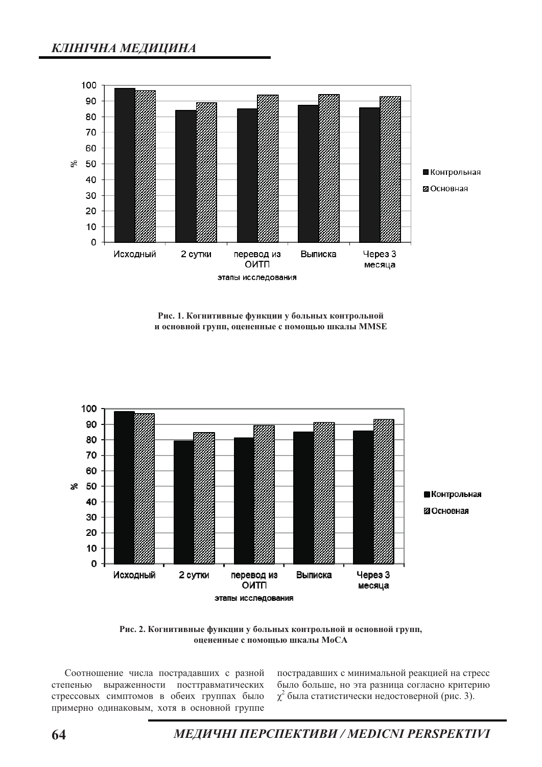Рис. 1. Когнитивные функции у больных контрольной и основной групп, оцененные с помощью шкалы MMSE

Рис. 2. Когнитивные функции у больных контрольной и основной групп, оцененные с помощью шкалы MoCA

Соотношение числа пострадавших с разной степенью выраженности посттравматических стрессовых симптомов в обеих группах было примерно одинаковым, хотя в основной группе пострадавших с минимальной реакцией на стресс было больше, но эта разница согласно критерию $\chi^2$ была статистически недостоверной (рис. 3).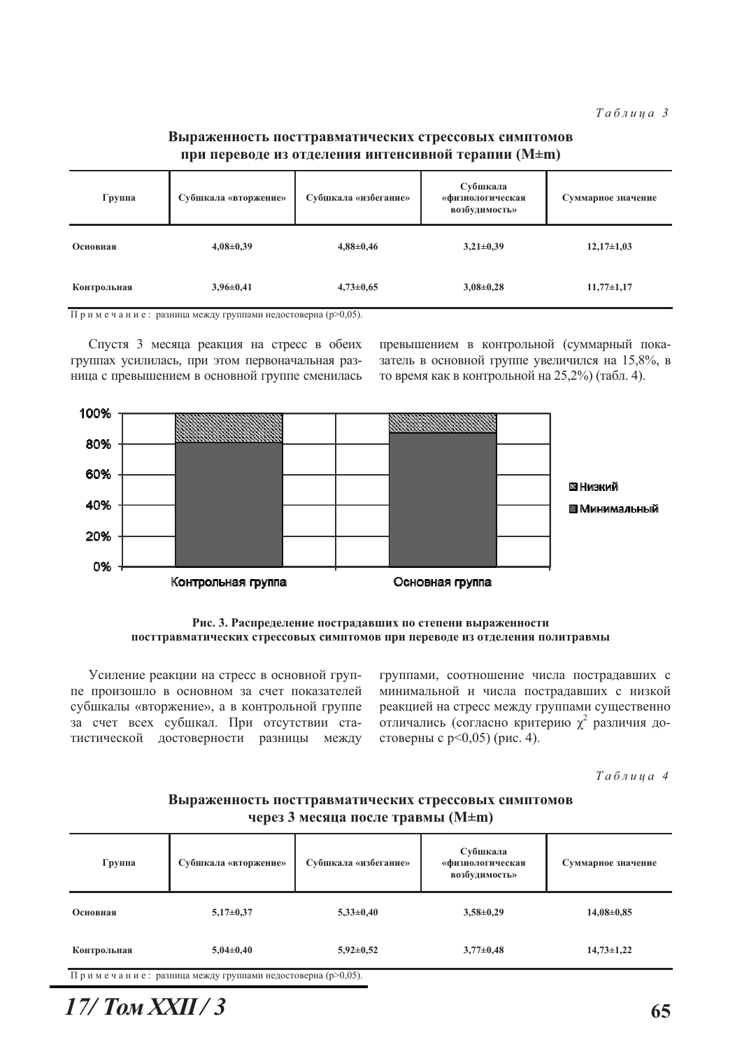*Таблица 3*

**Выраженность посттравматических стрессовых симптомов при переводе из отделения интенсивной терапии (M±m)**

| Группа | Субшкала «вторжение» | Субшкала «избегание» | Субшкала «физиологическая возбудимость» | Суммарное значение |
|---|---|---|---|---|
| Основная | 4,08±0,39 | 4,88±0,46 | 3,21±0,39 | 12,17±1,03 |
| Контрольная | 3,96±0,41 | 4,73±0,65 | 3,08±0,28 | 11,77±1,17 |

Примечание: разница между группами недостоверна ($p>0,05$).

Спустя 3 месяца реакция на стресс в обеих группах усилилась, при этом первоначальная разница с превышением в основной группе сменилась превышением в контрольной (суммарный показатель в основной группе увеличился на 15,8%, в то время как в контрольной на 25,2%) (табл. 4).

**Рис. 3. Распределение пострадавших по степени выраженности посттравматических стрессовых симптомов при переводе из отделения политравмы**

Усиление реакции на стресс в основной группе произошло в основном за счет показателей субшкалы «вторжение», а в контрольной группе за счет всех субшкал. При отсутствии статистической достоверности разницы между группами, соотношение числа пострадавших с минимальной и числа пострадавших с низкой реакцией на стресс между группами существенно отличались (согласно критерию $\chi^2$ различия достоверны с $p<0,05$) (рис. 4).

*Таблица 4*

**Выраженность посттравматических стрессовых симптомов через 3 месяца после травмы (M±m)**

| Группа | Субшкала «вторжение» | Субшкала «избегание» | Субшкала «физиологическая возбудимость» | Суммарное значение |
|---|---|---|---|---|
| Основная | 5,17±0,37 | 5,33±0,40 | 3,58±0,29 | 14,08±0,85 |
| Контрольная | 5,04±0,40 | 5,92±0,52 | 3,77±0,48 | 14,73±1,22 |

Примечание: разница между группами недостоверна ($p>0,05$).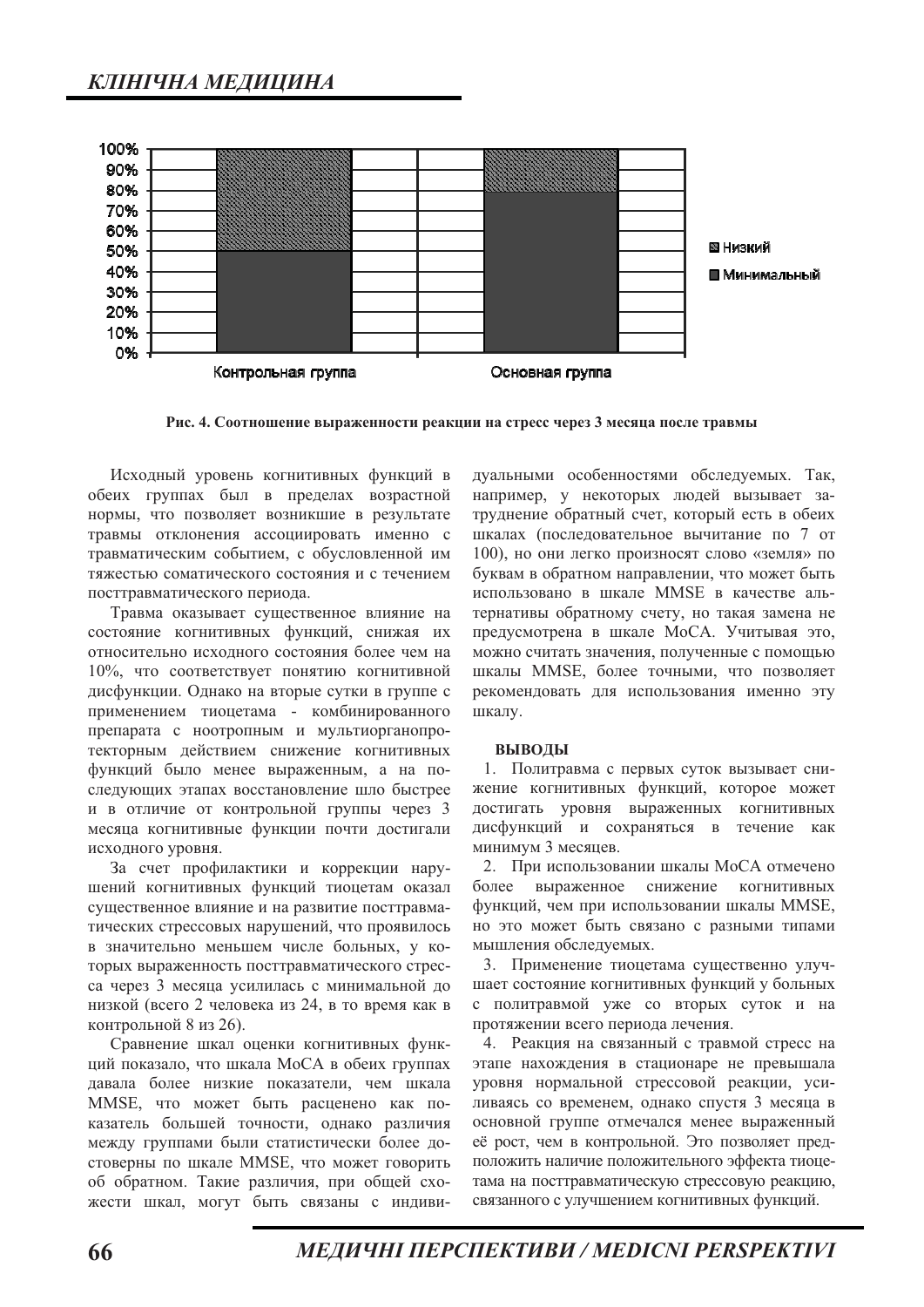Рис. 4. Соотношение выраженности реакции на стресс через 3 месяца после травмы

Исходный уровень когнитивных функций в обеих группах был в пределах возрастной нормы, что позволяет возникшие в результате травмы отклонения ассоциировать именно с травматическим событием, с обусловленной им тяжестью соматического состояния и с течением посттравматического периода.

Травма оказывает существенное влияние на состояние когнитивных функций, снижая их относительно исходного состояния более чем на 10%, что соответствует понятию когнитивной дисфункции. Однако на вторые сутки в группе с применением тиоцетама - комбинированного препарата с ноотропным и мультиорганопротекторным действием снижение когнитивных функций было менее выраженным, а на последующих этапах восстановление шло быстрее и в отличие от контрольной группы через 3 месяца когнитивные функции почти достигали исходного уровня.

За счет профилактики и коррекции нарушений когнитивных функций тиоцетам оказал существенное влияние и на развитие посттравматических стрессовых нарушений, что проявилось в значительно меньшем числе больных, у которых выраженность посттравматического стресса через 3 месяца усилилась с минимальной до низкой (всего 2 человека из 24, в то время как в контрольной 8 из 26).

Сравнение шкал оценки когнитивных функций показало, что шкала MoCA в обеих группах давала более низкие показатели, чем шкала MMSE, что может быть расценено как показатель большей точности, однако различия между группами были статистически более достоверны по шкале MMSE, что может говорить об обратном. Такие различия, при общей схожести шкал, могут быть связаны с индивидуальными особенностями обследуемых. Так, например, у некоторых людей вызывает затруднение обратный счет, который есть в обеих шкалах (последовательное вычитание по 7 от 100), но они легко произносят слово «земля» по буквам в обратном направлении, что может быть использовано в шкале MMSE в качестве альтернативы обратному счету, но такая замена не предусмотрена в шкале MoCA. Учитывая это, можно считать значения, полученные с помощью шкалы MMSE, более точными, что позволяет рекомендовать для использования именно эту шкалу.

## ВЫВОДЫ

1. Политравма с первых суток вызывает снижение когнитивных функций, которое может достигать уровня выраженных когнитивных дисфункций и сохраняться в течение как минимум 3 месяцев.
2. При использовании шкалы MoCA отмечено более выраженное снижение когнитивных функций, чем при использовании шкалы MMSE, но это может быть связано с разными типами мышления обследуемых.
3. Применение тиоцетама существенно улучшает состояние когнитивных функций у больных с политравмой уже со вторых суток и на протяжении всего периода лечения.
4. Реакция на связанный с травмой стресс на этапе нахождения в стационаре не превышала уровня нормальной стрессовой реакции, усиливаясь со временем, однако спустя 3 месяца в основной группе отмечался менее выраженный её рост, чем в контрольной. Это позволяет предположить наличие положительного эффекта тиоцетама на посттравматическую стрессовую реакцию, связанного с улучшением когнитивных функций.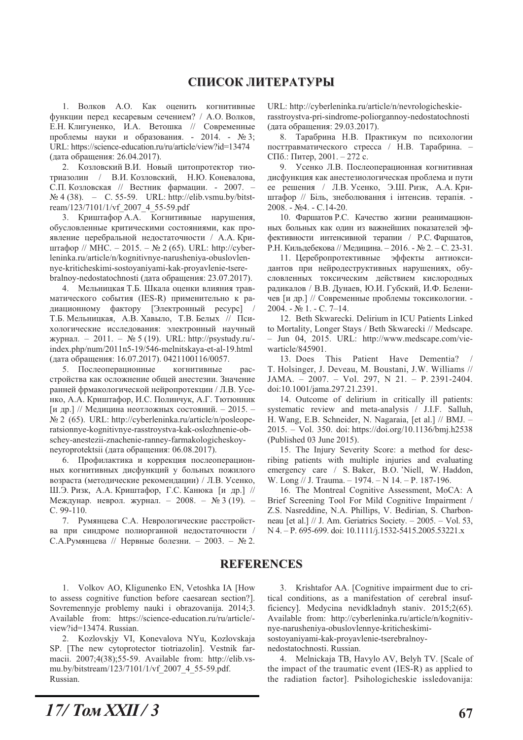## СПИСОК ЛИТЕРАТУРЫ

1. Волков А.О. Как оценить когнитивные функции перед кесаревым сечением? / А.О. Волков, Е.Н. Клигуненко, И.А. Ветошка // Современные проблемы науки и образования. - 2014. - № 3; URL: https://science-education.ru/ru/article/view?id=13474 (дата обращения: 26.04.2017).

2. Козловский В.И. Новый цитопротектор тиотриазолин / В.И. Козловский, Н.Ю. Коневалова, С.П. Козловская // Вестник фармации. - 2007. – № 4 (38). – С. 55-59. URL: http://elib.vsmu.by/bitstream/123/7101/1/vf_2007_4_55-59.pdf

3. Криштафор А.А. Когнитивные нарушения, обусловленные критическими состояниями, как проявление церебральной недостаточности / А.А. Криштафор // МНС. – 2015. – № 2 (65). URL: http://cyberleninka.ru/article/n/kognitivnye-narusheniya-obuslovlennye-kriticheskimi-sostoyaniyami-kak-proyavlenie-tserebralnoy-nedostatochnosti (дата обращения: 23.07.2017).

4. Мельницкая Т.Б. Шкала оценки влияния травматического события (IES-R) применительно к радиационному фактору [Электронный ресурс] / Т.Б. Мельницкая, А.В. Хавыло, Т.В. Белых // Психологические исследования: электронный научный журнал. – 2011. – № 5 (19). URL: http://psystudy.ru/index.php/num/2011n5-19/546-melnitskaya-et-al-19.html (дата обращения: 16.07.2017). 0421100116/0057.

5. Послеоперационные когнитивные расстройства как осложнение общей анестезии. Значение ранней фрмакологической нейропротекции / Л.В. Усенко, А.А. Криштафор, И.С. Полинчук, А.Г. Тютюнник [и др.] // Медицина неотложных состояний. – 2015. – № 2 (65). URL: http://cyberleninka.ru/article/n/posleoperatsionnye-kognitivnye-rasstroystva-kak-oslozhnenie-obschey-anestezii-znachenie-ranney-farmakologicheskoy-neyroprotektsii (дата обращения: 06.08.2017).

6. Профилактика и коррекция послеоперационных когнитивных дисфункций у больных пожилого возраста (методические рекомендации) / Л.В. Усенко, Ш.Э. Ризк, А.А. Криштафор, Г.С. Канюка [и др.] // Междунар. неврол. журнал. – 2008. – № 3 (19). – С. 99-110.

7. Румянцева С.А. Неврологические расстройства при синдроме полиорганной недостаточности / С.А.Румянцева // Нервные болезни. – 2003. – № 2. URL: http://cyberleninka.ru/article/n/nevrologicheskie-rasstroystva-pri-sindrome-poliorgannoy-nedostatochnosti (дата обращения: 29.03.2017).

8. Тарабрина Н.В. Практикум по психологии посттравматического стресса / Н.В. Тарабрина. – СПб.: Питер, 2001. – 272 с.

9. Усенко Л.В. Послеоперационная когнитивная дисфункция как анестезиологическая проблема и пути ее решения / Л.В. Усенко, Э.Ш. Ризк, А.А. Криштафор // Біль, знеболювання і інтенсив. терапія. - 2008. - №4. - С.14-20.

10. Фаршатов Р.С. Качество жизни реанимационных больных как один из важнейших показателей эффективности интенсивной терапии / Р.С. Фаршатов, Р.Н. Кильдебекова // Медицина. – 2016. - № 2. – С. 23-31.

11. Церебропротективные эффекты антиоксидантов при нейродеструктивных нарушениях, обусловленных токсическим действием кислородных радикалов / В.В. Дунаев, Ю.И. Губский, И.Ф. Беленичев [и др.] // Современные проблемы токсикологии. - 2004. - № 1. - С. 7–14.

12. Beth Skwarecki. Delirium in ICU Patients Linked to Mortality, Longer Stays / Beth Skwarecki // Medscape. – Jun 04, 2015. URL: http://www.medscape.com/viewarticle/845901.

13. Does This Patient Have Dementia? / T. Holsinger, J. Deveau, M. Boustani, J.W. Williams // JAMA. – 2007. – Vol. 297, N 21. – P. 2391-2404. doi:10.1001/jama.297.21.2391.

14. Outcome of delirium in critically ill patients: systematic review and meta-analysis / J.I.F. Salluh, H. Wang, E.B. Schneider, N. Nagaraia, [et al.] // BMJ. – 2015. – Vol. 350. doi: https://doi.org/10.1136/bmj.h2538 (Published 03 June 2015).

15. The Injury Severity Score: a method for describing patients with multiple injuries and evaluating emergency care / S. Baker, B.O. 'Niell, W. Haddon, W. Long // J. Trauma. – 1974. – N 14. – P. 187-196.

16. The Montreal Cognitive Assessment, MoCA: A Brief Screening Tool For Mild Cognitive Impairment / Z.S. Nasreddine, N.A. Phillips, V. Bedirian, S. Charbonneau [et al.] // J. Am. Geriatrics Society. – 2005. – Vol. 53, N 4. – P. 695-699. doi: 10.1111/j.1532-5415.2005.53221.x

## REFERENCES

1. Volkov AO, Kligunenko EN, Vetoshka IA [How to assess cognitive function before caesarean section?]. Sovremennyje problemy nauki i obrazovanija. 2014;3. Available from: https://science-education.ru/ru/article/view?id=13474. Russian.

2. Kozlovskjy VI, Konevalova NYu, Kozlovskaja SP. [The new cytoprotector tiotriazolin]. Vestnik farmacii. 2007;4(38);55-59. Available from: http://elib.vsmu.by/bitstream/123/7101/1/vf_2007_4_55-59.pdf. Russian.

3. Krishtafor AA. [Cognitive impairment due to critical conditions, as a manifestation of cerebral insufficiency]. Medycina nevidkladnyh staniv. 2015;2(65). Available from: http://cyberleninka.ru/article/n/kognitivnye-narusheniya-obuslovlennye-kriticheskimi-sostoyaniyami-kak-proyavlenie-tserebralnoy-nedostatochnosti. Russian.

4. Melnickaja TB, Havylo AV, Belyh TV. [Scale of the impact of the traumatic event (IES-R) as applied to the radiation factor]. Psihologicheskie issledovanija: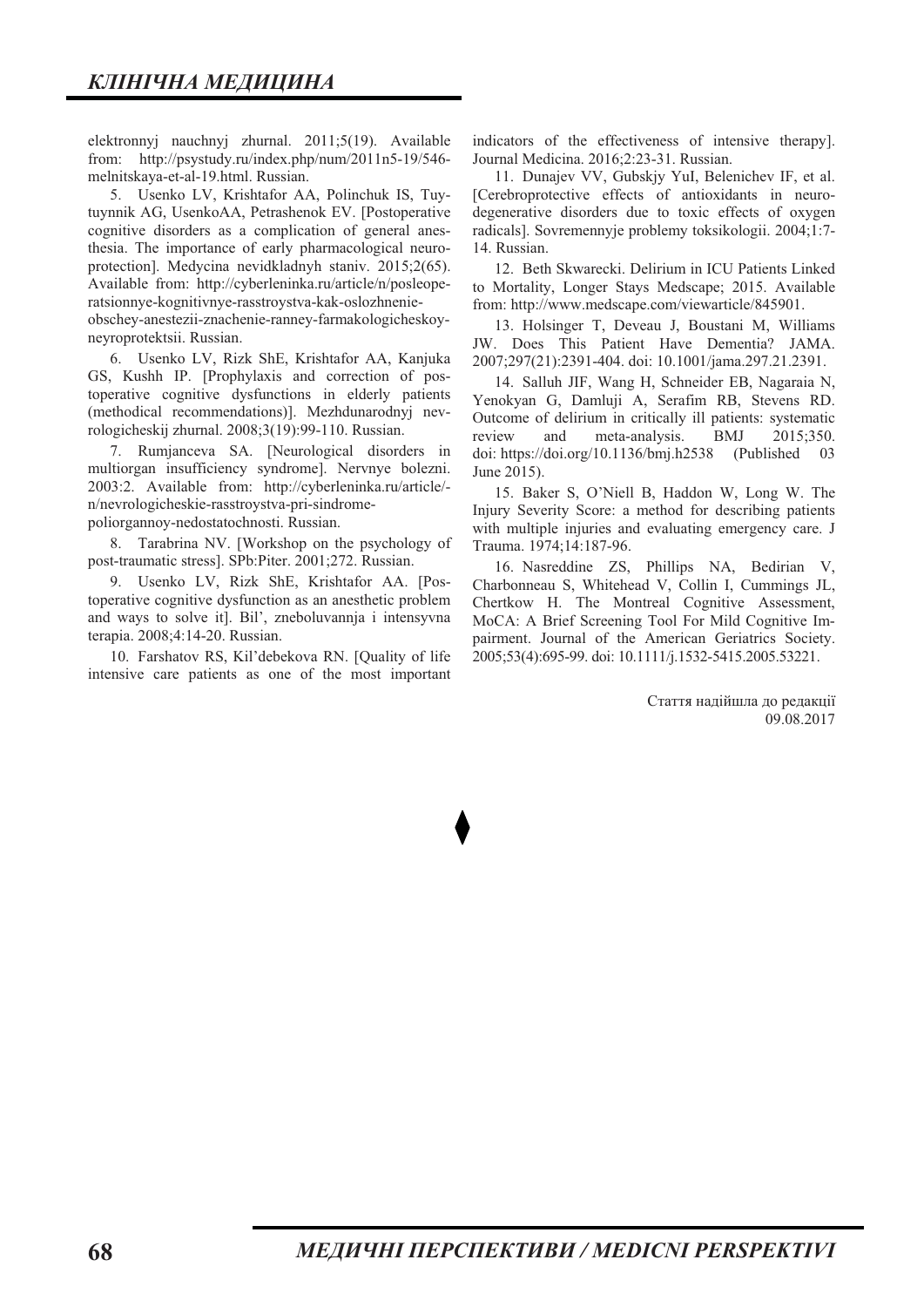elektronnyj nauchnyj zhurnal. 2011;5(19). Available from: http://psystudy.ru/index.php/num/2011n5-19/546-melnitskaya-et-al-19.html. Russian.

5. Usenko LV, Krishtafor AA, Polinchuk IS, Tuytuynnik AG, UsenkoAA, Petrashenok EV. [Postoperative cognitive disorders as a complication of general anesthesia. The importance of early pharmacological neuroprotection]. Medycina nevidkladnyh staniv. 2015;2(65). Available from: http://cyberleninka.ru/article/n/posleoperatsionnye-kognitivnye-rasstroystva-kak-oslozhnenie-obschey-anestezii-znachenie-ranney-farmakologicheskoy-neyroprotektsii. Russian.

6. Usenko LV, Rizk ShE, Krishtafor AA, Kanjuka GS, Kushh IP. [Prophylaxis and correction of postoperative cognitive dysfunctions in elderly patients (methodical recommendations)]. Mezhdunarodnyj nevrologicheskij zhurnal. 2008;3(19):99-110. Russian.

7. Rumjanceva SA. [Neurological disorders in multiorgan insufficiency syndrome]. Nervnye bolezni. 2003:2. Available from: http://cyberleninka.ru/article/-n/nevrologicheskie-rasstroystva-pri-sindrome-poliorgannoy-nedostatochnosti. Russian.

8. Tarabrina NV. [Workshop on the psychology of post-traumatic stress]. SPb:Piter. 2001;272. Russian.

9. Usenko LV, Rizk ShE, Krishtafor AA. [Postoperative cognitive dysfunction as an anesthetic problem and ways to solve it]. Bil', zneboluvannja i intensyvna terapia. 2008;4:14-20. Russian.

10. Farshatov RS, Kil'debekova RN. [Quality of life intensive care patients as one of the most important indicators of the effectiveness of intensive therapy]. Journal Medicina. 2016;2:23-31. Russian.

11. Dunajev VV, Gubskjy YuI, Belenichev IF, et al. [Cerebroprotective effects of antioxidants in neurodegenerative disorders due to toxic effects of oxygen radicals]. Sovremennyje problemy toksikologii. 2004;1:7-14. Russian.

12. Beth Skwarecki. Delirium in ICU Patients Linked to Mortality, Longer Stays Medscape; 2015. Available from: http://www.medscape.com/viewarticle/845901.

13. Holsinger T, Deveau J, Boustani M, Williams JW. Does This Patient Have Dementia? JAMA. 2007;297(21):2391-404. doi: 10.1001/jama.297.21.2391.

14. Salluh JIF, Wang H, Schneider EB, Nagaraia N, Yenokyan G, Damluji A, Serafim RB, Stevens RD. Outcome of delirium in critically ill patients: systematic review and meta-analysis. BMJ 2015;350. doi: https://doi.org/10.1136/bmj.h2538 (Published 03 June 2015).

15. Baker S, O'Niell B, Haddon W, Long W. The Injury Severity Score: a method for describing patients with multiple injuries and evaluating emergency care. J Trauma. 1974;14:187-96.

16. Nasreddine ZS, Phillips NA, Bedirian V, Charbonneau S, Whitehead V, Collin I, Cummings JL, Chertkow H. The Montreal Cognitive Assessment, MoCA: A Brief Screening Tool For Mild Cognitive Impairment. Journal of the American Geriatrics Society. 2005;53(4):695-99. doi: 10.1111/j.1532-5415.2005.53221.

Стаття надійшла до редакції
09.08.2017